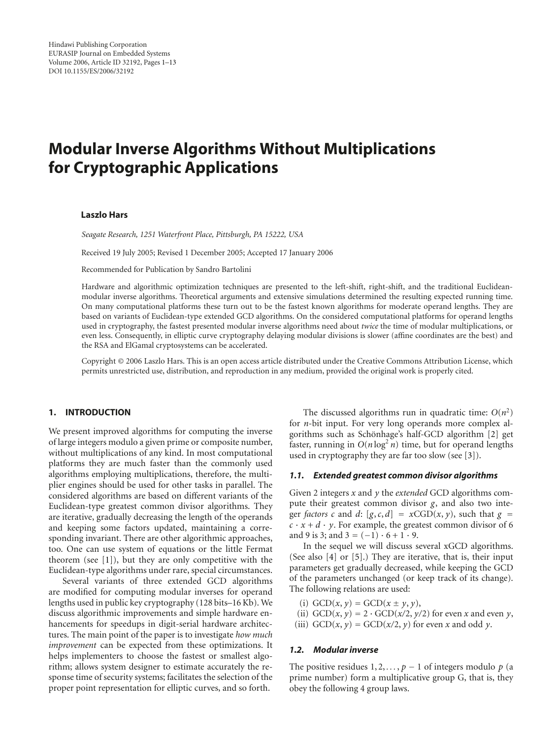Hindawi Publishing Corporation
EURASIP Journal on Embedded Systems
Volume 2006, Article ID 32192, Pages 1–13
DOI 10.1155/ES/2006/32192

# Modular Inverse Algorithms Without Multiplications for Cryptographic Applications

**Laszlo Hars**

*Seagate Research, 1251 Waterfront Place, Pittsburgh, PA 15222, USA*

Received 19 July 2005; Revised 1 December 2005; Accepted 17 January 2006

Recommended for Publication by Sandro Bartolini

Hardware and algorithmic optimization techniques are presented to the left-shift, right-shift, and the traditional Euclidean-modular inverse algorithms. Theoretical arguments and extensive simulations determined the resulting expected running time. On many computational platforms these turn out to be the fastest known algorithms for moderate operand lengths. They are based on variants of Euclidean-type extended GCD algorithms. On the considered computational platforms for operand lengths used in cryptography, the fastest presented modular inverse algorithms need about *twice* the time of modular multiplications, or even less. Consequently, in elliptic curve cryptography delaying modular divisions is slower (affine coordinates are the best) and the RSA and ElGamal cryptosystems can be accelerated.

Copyright © 2006 Laszlo Hars. This is an open access article distributed under the Creative Commons Attribution License, which permits unrestricted use, distribution, and reproduction in any medium, provided the original work is properly cited.

## 1. INTRODUCTION

We present improved algorithms for computing the inverse of large integers modulo a given prime or composite number, without multiplications of any kind. In most computational platforms they are much faster than the commonly used algorithms employing multiplications, therefore, the multiplier engines should be used for other tasks in parallel. The considered algorithms are based on different variants of the Euclidean-type greatest common divisor algorithms. They are iterative, gradually decreasing the length of the operands and keeping some factors updated, maintaining a corresponding invariant. There are other algorithmic approaches, too. One can use system of equations or the little Fermat theorem (see [1]), but they are only competitive with the Euclidean-type algorithms under rare, special circumstances.

Several variants of three extended GCD algorithms are modified for computing modular inverses for operand lengths used in public key cryptography (128 bits–16 Kb). We discuss algorithmic improvements and simple hardware enhancements for speedups in digit-serial hardware architectures. The main point of the paper is to investigate *how much improvement* can be expected from these optimizations. It helps implementers to choose the fastest or smallest algorithm; allows system designer to estimate accurately the response time of security systems; facilitates the selection of the proper point representation for elliptic curves, and so forth.

The discussed algorithms run in quadratic time: $O(n^2)$ for $n$-bit input. For very long operands more complex algorithms such as Schönhage's half-GCD algorithm [2] get faster, running in $O(n \log^2 n)$ time, but for operand lengths used in cryptography they are far too slow (see [3]).

### 1.1. Extended greatest common divisor algorithms

Given 2 integers $x$ and $y$ the *extended* GCD algorithms compute their greatest common divisor $g$, and also two integer *factors* $c$ and $d$: $[g, c, d] = x\mathrm{CGD}(x, y)$, such that $g = c \cdot x + d \cdot y$. For example, the greatest common divisor of 6 and 9 is 3; and $3 = (-1) \cdot 6 + 1 \cdot 9$.

In the sequel we will discuss several xGCD algorithms. (See also [4] or [5].) They are iterative, that is, their input parameters get gradually decreased, while keeping the GCD of the parameters unchanged (or keep track of its change). The following relations are used:

(i) $\mathrm{GCD}(x, y) = \mathrm{GCD}(x \pm y, y)$,
(ii) $\mathrm{GCD}(x, y) = 2 \cdot \mathrm{GCD}(x/2, y/2)$ for even $x$ and even $y$,
(iii) $\mathrm{GCD}(x, y) = \mathrm{GCD}(x/2, y)$ for even $x$ and odd $y$.

### 1.2. Modular inverse

The positive residues $1, 2, \ldots, p-1$ of integers modulo $p$ (a prime number) form a multiplicative group G, that is, they obey the following 4 group laws.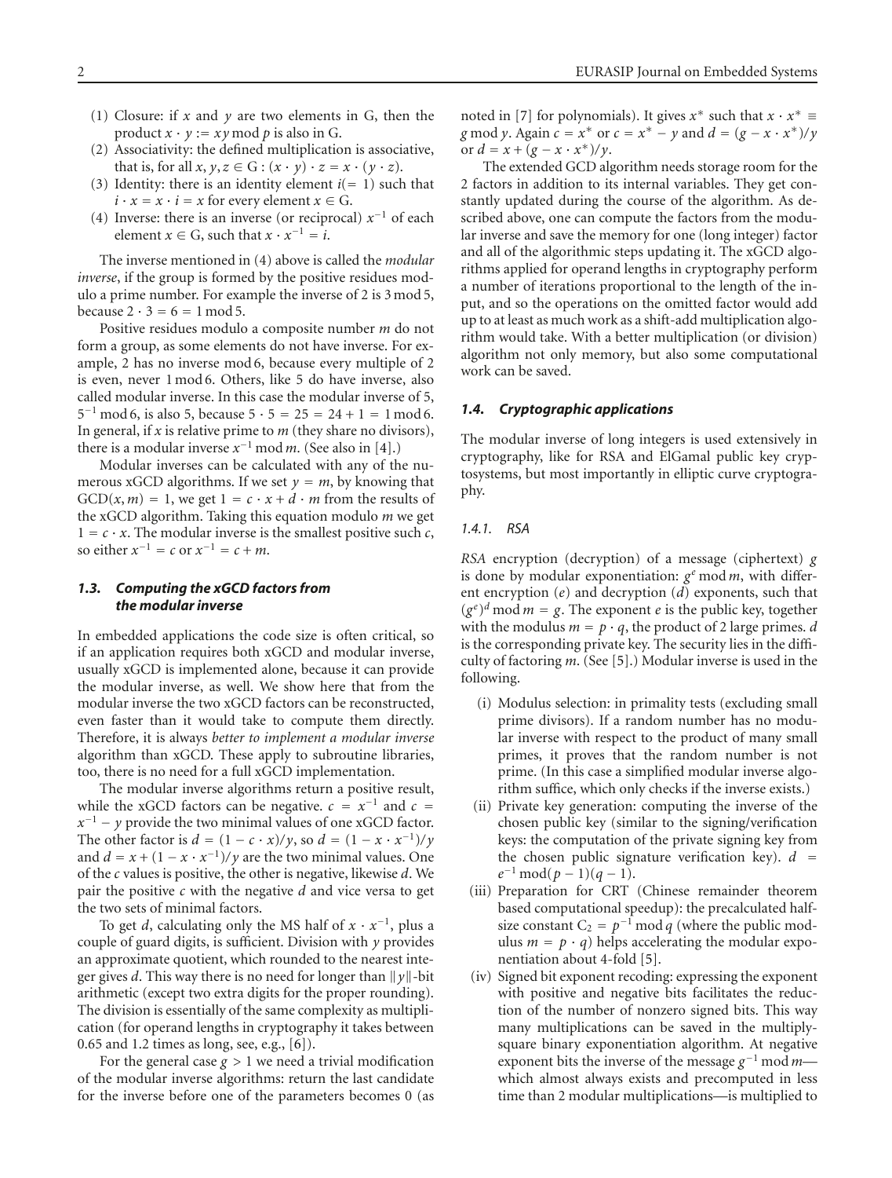(1) Closure: if $x$ and $y$ are two elements in G, then the product $x \cdot y := xy \bmod p$ is also in G.
(2) Associativity: the defined multiplication is associative, that is, for all $x, y, z \in G : (x \cdot y) \cdot z = x \cdot (y \cdot z)$.
(3) Identity: there is an identity element $i(= 1)$ such that $i \cdot x = x \cdot i = x$ for every element $x \in G$.
(4) Inverse: there is an inverse (or reciprocal) $x^{-1}$ of each element $x \in G$, such that $x \cdot x^{-1} = i$.

The inverse mentioned in (4) above is called the *modular inverse*, if the group is formed by the positive residues modulo a prime number. For example the inverse of 2 is $3 \bmod 5$, because $2 \cdot 3 = 6 = 1 \bmod 5$.

Positive residues modulo a composite number $m$ do not form a group, as some elements do not have inverse. For example, 2 has no inverse mod 6, because every multiple of 2 is even, never $1 \bmod 6$. Others, like 5 do have inverse, also called modular inverse. In this case the modular inverse of 5, $5^{-1} \bmod 6$, is also 5, because $5 \cdot 5 = 25 = 24 + 1 = 1 \bmod 6$. In general, if $x$ is relative prime to $m$ (they share no divisors), there is a modular inverse $x^{-1} \bmod m$. (See also in [4].)

Modular inverses can be calculated with any of the numerous xGCD algorithms. If we set $y = m$, by knowing that $\text{GCD}(x, m) = 1$, we get $1 = c \cdot x + d \cdot m$ from the results of the xGCD algorithm. Taking this equation modulo $m$ we get $1 = c \cdot x$. The modular inverse is the smallest positive such $c$, so either $x^{-1} = c$ or $x^{-1} = c + m$.

### 1.3. Computing the xGCD factors from the modular inverse

In embedded applications the code size is often critical, so if an application requires both xGCD and modular inverse, usually xGCD is implemented alone, because it can provide the modular inverse, as well. We show here that from the modular inverse the two xGCD factors can be reconstructed, even faster than it would take to compute them directly. Therefore, it is always *better to implement a modular inverse* algorithm than xGCD. These apply to subroutine libraries, too, there is no need for a full xGCD implementation.

The modular inverse algorithms return a positive result, while the xGCD factors can be negative. $c = x^{-1}$ and $c = x^{-1} - y$ provide the two minimal values of one xGCD factor. The other factor is $d = (1 - c \cdot x)/y$, so $d = (1 - x \cdot x^{-1})/y$ and $d = x + (1 - x \cdot x^{-1})/y$ are the two minimal values. One of the $c$ values is positive, the other is negative, likewise $d$. We pair the positive $c$ with the negative $d$ and vice versa to get the two sets of minimal factors.

To get $d$, calculating only the MS half of $x \cdot x^{-1}$, plus a couple of guard digits, is sufficient. Division with $y$ provides an approximate quotient, which rounded to the nearest integer gives $d$. This way there is no need for longer than $\|y\|$-bit arithmetic (except two extra digits for the proper rounding). The division is essentially of the same complexity as multiplication (for operand lengths in cryptography it takes between 0.65 and 1.2 times as long, see, e.g., [6]).

For the general case $g > 1$ we need a trivial modification of the modular inverse algorithms: return the last candidate for the inverse before one of the parameters becomes 0 (as noted in [7] for polynomials). It gives $x^*$ such that $x \cdot x^* \equiv g \bmod y$. Again $c = x^*$ or $c = x^* - y$ and $d = (g - x \cdot x^*)/y$ or $d = x + (g - x \cdot x^*)/y$.

The extended GCD algorithm needs storage room for the 2 factors in addition to its internal variables. They get constantly updated during the course of the algorithm. As described above, one can compute the factors from the modular inverse and save the memory for one (long integer) factor and all of the algorithmic steps updating it. The xGCD algorithms applied for operand lengths in cryptography perform a number of iterations proportional to the length of the input, and so the operations on the omitted factor would add up to at least as much work as a shift-add multiplication algorithm would take. With a better multiplication (or division) algorithm not only memory, but also some computational work can be saved.

### 1.4. Cryptographic applications

The modular inverse of long integers is used extensively in cryptography, like for RSA and ElGamal public key cryptosystems, but most importantly in elliptic curve cryptography.

#### 1.4.1. RSA

*RSA* encryption (decryption) of a message (ciphertext) $g$ is done by modular exponentiation: $g^e \bmod m$, with different encryption ($e$) and decryption ($d$) exponents, such that $(g^e)^d \bmod m = g$. The exponent $e$ is the public key, together with the modulus $m = p \cdot q$, the product of 2 large primes. $d$ is the corresponding private key. The security lies in the difficulty of factoring $m$. (See [5].) Modular inverse is used in the following.

(i) Modulus selection: in primality tests (excluding small prime divisors). If a random number has no modular inverse with respect to the product of many small primes, it proves that the random number is not prime. (In this case a simplified modular inverse algorithm suffice, which only checks if the inverse exists.)
(ii) Private key generation: computing the inverse of the chosen public key (similar to the signing/verification keys: the computation of the private signing key from the chosen public signature verification key). $d = e^{-1} \bmod (p - 1)(q - 1)$.
(iii) Preparation for CRT (Chinese remainder theorem based computational speedup): the precalculated half-size constant $C_2 = p^{-1} \bmod q$ (where the public modulus $m = p \cdot q$) helps accelerating the modular exponentiation about 4-fold [5].
(iv) Signed bit exponent recoding: expressing the exponent with positive and negative bits facilitates the reduction of the number of nonzero signed bits. This way many multiplications can be saved in the multiply-square binary exponentiation algorithm. At negative exponent bits the inverse of the message $g^{-1} \bmod m$—which almost always exists and precomputed in less time than 2 modular multiplications—is multiplied to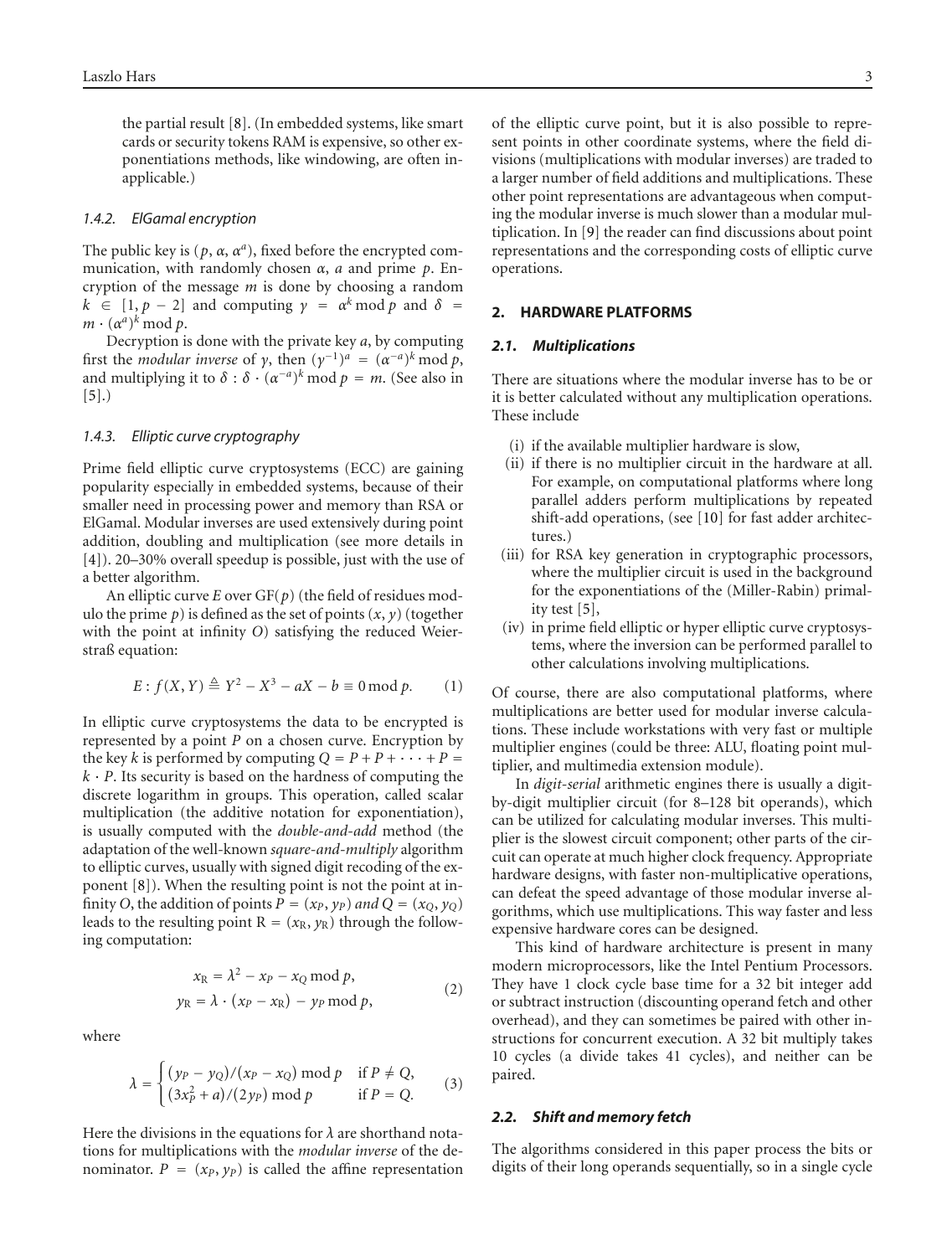the partial result [8]. (In embedded systems, like smart cards or security tokens RAM is expensive, so other exponentiations methods, like windowing, are often inapplicable.)

#### 1.4.2. ElGamal encryption

The public key is $(p, \alpha, \alpha^a)$, fixed before the encrypted communication, with randomly chosen $\alpha$, $a$ and prime $p$. Encryption of the message $m$ is done by choosing a random $k \in [1, p-2]$ and computing $\gamma = \alpha^k \bmod p$ and $\delta = m \cdot (\alpha^a)^k \bmod p$.

Decryption is done with the private key $a$, by computing first the *modular inverse* of $\gamma$, then $(\gamma^{-1})^a = (\alpha^{-a})^k \bmod p$, and multiplying it to $\delta : \delta \cdot (\alpha^{-a})^k \bmod p = m$. (See also in [5].)

#### 1.4.3. Elliptic curve cryptography

Prime field elliptic curve cryptosystems (ECC) are gaining popularity especially in embedded systems, because of their smaller need in processing power and memory than RSA or ElGamal. Modular inverses are used extensively during point addition, doubling and multiplication (see more details in [4]). 20–30% overall speedup is possible, just with the use of a better algorithm.

An elliptic curve $E$ over GF($p$) (the field of residues modulo the prime $p$) is defined as the set of points $(x, y)$ (together with the point at infinity $O$) satisfying the reduced Weierstraß equation:

$$E : f(X, Y) \triangleq Y^2 - X^3 - aX - b \equiv 0 \bmod p. \qquad (1)$$

In elliptic curve cryptosystems the data to be encrypted is represented by a point $P$ on a chosen curve. Encryption by the key $k$ is performed by computing $Q = P + P + \cdots + P = k \cdot P$. Its security is based on the hardness of computing the discrete logarithm in groups. This operation, called scalar multiplication (the additive notation for exponentiation), is usually computed with the *double-and-add* method (the adaptation of the well-known *square-and-multiply* algorithm to elliptic curves, usually with signed digit recoding of the exponent [8]). When the resulting point is not the point at infinity $O$, the addition of points $P = (x_P, y_P)$ *and* $Q = (x_Q, y_Q)$ leads to the resulting point $R = (x_R, y_R)$ through the following computation:

$$\begin{aligned} x_R &= \lambda^2 - x_P - x_Q \bmod p, \\ y_R &= \lambda \cdot (x_P - x_R) - y_P \bmod p, \end{aligned} \qquad (2)$$

where

$$\lambda = \begin{cases} (y_P - y_Q)/(x_P - x_Q) \bmod p & \text{if } P \neq Q, \\ (3x_P^2 + a)/(2y_P) \bmod p & \text{if } P = Q. \end{cases} \qquad (3)$$

Here the divisions in the equations for $\lambda$ are shorthand notations for multiplications with the *modular inverse* of the denominator. $P = (x_P, y_P)$ is called the affine representation of the elliptic curve point, but it is also possible to represent points in other coordinate systems, where the field divisions (multiplications with modular inverses) are traded to a larger number of field additions and multiplications. These other point representations are advantageous when computing the modular inverse is much slower than a modular multiplication. In [9] the reader can find discussions about point representations and the corresponding costs of elliptic curve operations.

## 2. HARDWARE PLATFORMS

### 2.1. Multiplications

There are situations where the modular inverse has to be or it is better calculated without any multiplication operations. These include

(i) if the available multiplier hardware is slow,

(ii) if there is no multiplier circuit in the hardware at all. For example, on computational platforms where long parallel adders perform multiplications by repeated shift-add operations, (see [10] for fast adder architectures.)

(iii) for RSA key generation in cryptographic processors, where the multiplier circuit is used in the background for the exponentiations of the (Miller-Rabin) primality test [5],

(iv) in prime field elliptic or hyper elliptic curve cryptosystems, where the inversion can be performed parallel to other calculations involving multiplications.

Of course, there are also computational platforms, where multiplications are better used for modular inverse calculations. These include workstations with very fast or multiple multiplier engines (could be three: ALU, floating point multiplier, and multimedia extension module).

In *digit-serial* arithmetic engines there is usually a digit-by-digit multiplier circuit (for 8–128 bit operands), which can be utilized for calculating modular inverses. This multiplier is the slowest circuit component; other parts of the circuit can operate at much higher clock frequency. Appropriate hardware designs, with faster non-multiplicative operations, can defeat the speed advantage of those modular inverse algorithms, which use multiplications. This way faster and less expensive hardware cores can be designed.

This kind of hardware architecture is present in many modern microprocessors, like the Intel Pentium Processors. They have 1 clock cycle base time for a 32 bit integer add or subtract instruction (discounting operand fetch and other overhead), and they can sometimes be paired with other instructions for concurrent execution. A 32 bit multiply takes 10 cycles (a divide takes 41 cycles), and neither can be paired.

### 2.2. Shift and memory fetch

The algorithms considered in this paper process the bits or digits of their long operands sequentially, so in a single cycle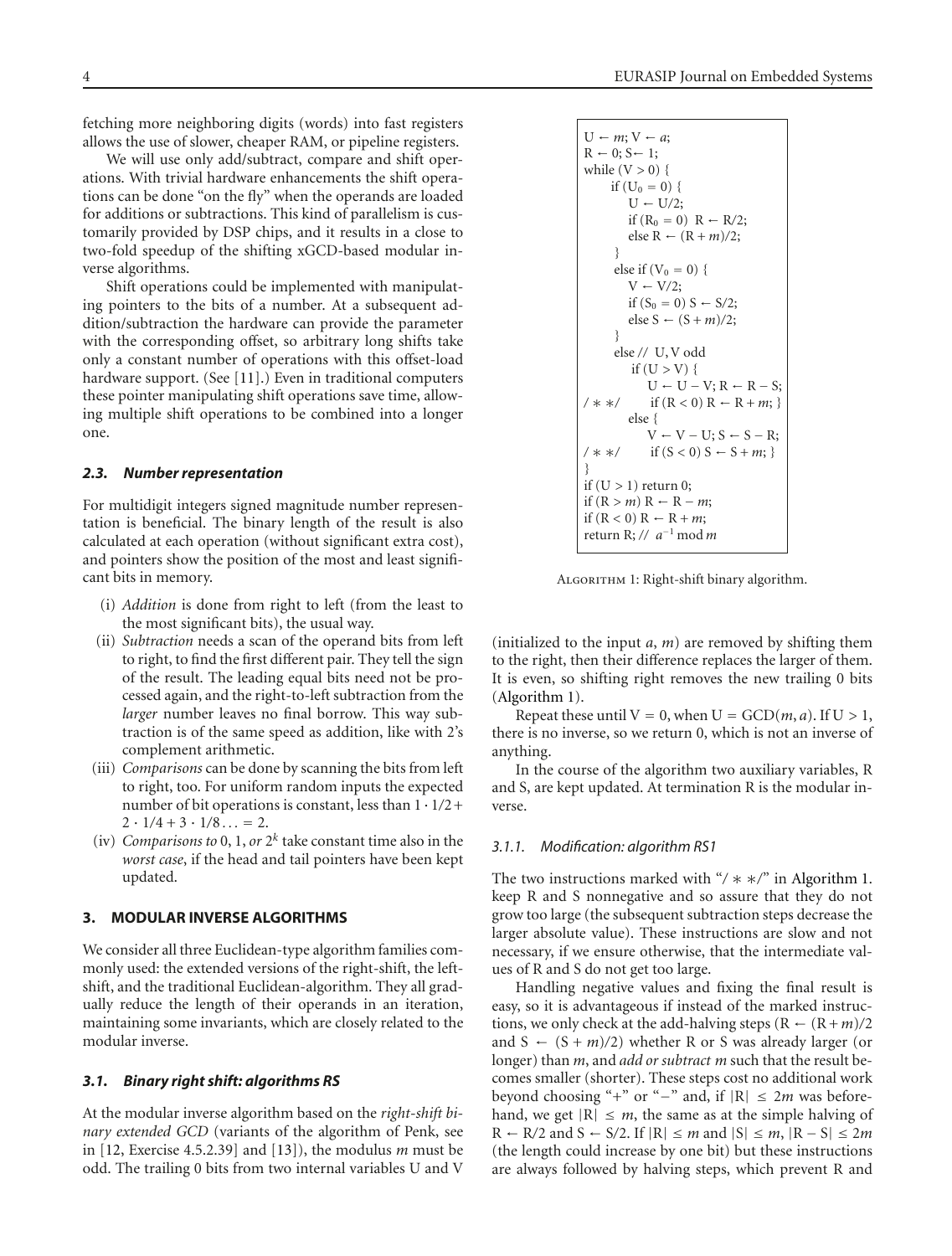fetching more neighboring digits (words) into fast registers allows the use of slower, cheaper RAM, or pipeline registers.

We will use only add/subtract, compare and shift operations. With trivial hardware enhancements the shift operations can be done "on the fly" when the operands are loaded for additions or subtractions. This kind of parallelism is customarily provided by DSP chips, and it results in a close to two-fold speedup of the shifting xGCD-based modular inverse algorithms.

Shift operations could be implemented with manipulating pointers to the bits of a number. At a subsequent addition/subtraction the hardware can provide the parameter with the corresponding offset, so arbitrary long shifts take only a constant number of operations with this offset-load hardware support. (See [11].) Even in traditional computers these pointer manipulating shift operations save time, allowing multiple shift operations to be combined into a longer one.

### *2.3. Number representation*

For multidigit integers signed magnitude number representation is beneficial. The binary length of the result is also calculated at each operation (without significant extra cost), and pointers show the position of the most and least significant bits in memory.

(i) *Addition* is done from right to left (from the least to the most significant bits), the usual way.

(ii) *Subtraction* needs a scan of the operand bits from left to right, to find the first different pair. They tell the sign of the result. The leading equal bits need not be processed again, and the right-to-left subtraction from the *larger* number leaves no final borrow. This way subtraction is of the same speed as addition, like with 2's complement arithmetic.

(iii) *Comparisons* can be done by scanning the bits from left to right, too. For uniform random inputs the expected number of bit operations is constant, less than $1 \cdot 1/2 + 2 \cdot 1/4 + 3 \cdot 1/8 \ldots = 2$.

(iv) *Comparisons to* 0, 1, *or* $2^k$ take constant time also in the *worst case*, if the head and tail pointers have been kept updated.

## 3. MODULAR INVERSE ALGORITHMS

We consider all three Euclidean-type algorithm families commonly used: the extended versions of the right-shift, the left-shift, and the traditional Euclidean-algorithm. They all gradually reduce the length of their operands in an iteration, maintaining some invariants, which are closely related to the modular inverse.

### *3.1. Binary right shift: algorithms RS*

At the modular inverse algorithm based on the *right-shift binary extended GCD* (variants of the algorithm of Penk, see in [12, Exercise 4.5.2.39] and [13]), the modulus $m$ must be odd. The trailing 0 bits from two internal variables U and V

```
U ← m; V ← a;
R ← 0; S ← 1;
while (V > 0) {
    if (U_0 = 0) {
        U ← U/2;
        if (R_0 = 0)  R ← R/2;
        else R ← (R + m)/2;
    }
    else if (V_0 = 0) {
        V ← V/2;
        if (S_0 = 0) S ← S/2;
        else S ← (S + m)/2;
    }
    else // U,V odd
        if (U > V) {
            U ← U − V; R ← R − S;
/ * */      if (R < 0) R ← R + m; }
        else {
            V ← V − U; S ← S − R;
/ * */      if (S < 0) S ← S + m; }
}
if (U > 1) return 0;
if (R > m) R ← R − m;
if (R < 0) R ← R + m;
return R; // a^−1 mod m
```

Algorithm 1: Right-shift binary algorithm.

(initialized to the input $a$, $m$) are removed by shifting them to the right, then their difference replaces the larger of them. It is even, so shifting right removes the new trailing 0 bits (Algorithm 1).

Repeat these until $V = 0$, when $U = \text{GCD}(m, a)$. If $U > 1$, there is no inverse, so we return 0, which is not an inverse of anything.

In the course of the algorithm two auxiliary variables, R and S, are kept updated. At termination R is the modular inverse.

#### *3.1.1. Modification: algorithm RS1*

The two instructions marked with "/ * */" in Algorithm 1. keep R and S nonnegative and so assure that they do not grow too large (the subsequent subtraction steps decrease the larger absolute value). These instructions are slow and not necessary, if we ensure otherwise, that the intermediate values of R and S do not get too large.

Handling negative values and fixing the final result is easy, so it is advantageous if instead of the marked instructions, we only check at the add-halving steps ($R \leftarrow (R+m)/2$ and $S \leftarrow (S+m)/2$) whether R or S was already larger (or longer) than $m$, and *add or subtract* $m$ such that the result becomes smaller (shorter). These steps cost no additional work beyond choosing "+" or "−" and, if $|R| \le 2m$ was beforehand, we get $|R| \le m$, the same as at the simple halving of $R \leftarrow R/2$ and $S \leftarrow S/2$. If $|R| \le m$ and $|S| \le m$, $|R - S| \le 2m$ (the length could increase by one bit) but these instructions are always followed by halving steps, which prevent R and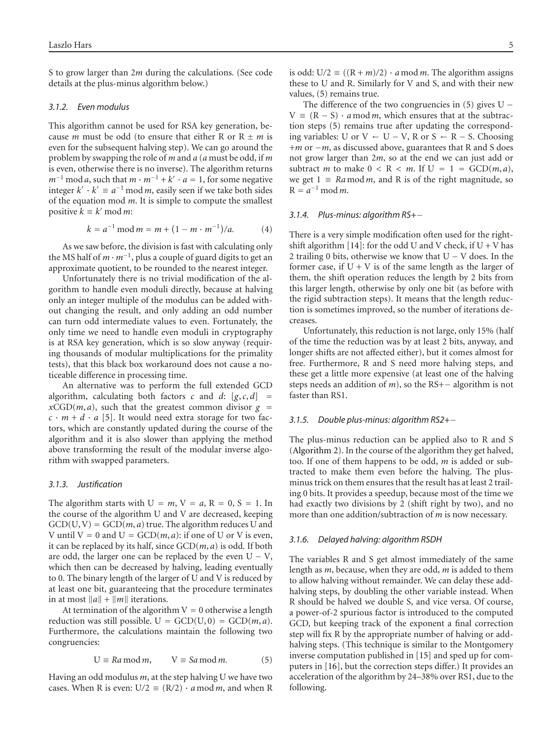S to grow larger than $2m$ during the calculations. (See code details at the plus-minus algorithm below.)

#### 3.1.2. Even modulus

This algorithm cannot be used for RSA key generation, because $m$ must be odd (to ensure that either R or R $\pm m$ is even for the subsequent halving step). We can go around the problem by swapping the role of $m$ and $a$ ($a$ must be odd, if $m$ is even, otherwise there is no inverse). The algorithm returns $m^{-1} \bmod a$, such that $m \cdot m^{-1} + k' \cdot a = 1$, for some negative integer $k' \cdot k' \equiv a^{-1} \bmod m$, easily seen if we take both sides of the equation mod $m$. It is simple to compute the smallest positive $k \equiv k' \bmod m$:

$$k = a^{-1} \bmod m = m + (1 - m \cdot m^{-1})/a. \tag{4}$$

As we saw before, the division is fast with calculating only the MS half of $m \cdot m^{-1}$, plus a couple of guard digits to get an approximate quotient, to be rounded to the nearest integer.

Unfortunately there is no trivial modification of the algorithm to handle even moduli directly, because at halving only an integer multiple of the modulus can be added without changing the result, and only adding an odd number can turn odd intermediate values to even. Fortunately, the only time we need to handle even moduli in cryptography is at RSA key generation, which is so slow anyway (requiring thousands of modular multiplications for the primality tests), that this black box workaround does not cause a noticeable difference in processing time.

An alternative was to perform the full extended GCD algorithm, calculating both factors $c$ and $d$: $[g, c, d] = x\text{CGD}(m, a)$, such that the greatest common divisor $g = c \cdot m + d \cdot a$ [5]. It would need extra storage for two factors, which are constantly updated during the course of the algorithm and it is also slower than applying the method above transforming the result of the modular inverse algorithm with swapped parameters.

#### 3.1.3. Justification

The algorithm starts with U $= m$, V $= a$, R $= 0$, S $= 1$. In the course of the algorithm U and V are decreased, keeping GCD(U, V) $=$ GCD$(m, a)$ true. The algorithm reduces U and V until V $= 0$ and U $=$ GCD$(m, a)$: if one of U or V is even, it can be replaced by its half, since GCD$(m, a)$ is odd. If both are odd, the larger one can be replaced by the even U $-$ V, which then can be decreased by halving, leading eventually to 0. The binary length of the larger of U and V is reduced by at least one bit, guaranteeing that the procedure terminates in at most $\|a\| + \|m\|$ iterations.

At termination of the algorithm V $= 0$ otherwise a length reduction was still possible. U $=$ GCD(U, 0) $=$ GCD$(m, a)$. Furthermore, the calculations maintain the following two congruencies:

$$\text{U} \equiv Ra \bmod m, \qquad \text{V} \equiv Sa \bmod m. \tag{5}$$

Having an odd modulus $m$, at the step halving U we have two cases. When R is even: U$/2 \equiv (\text{R}/2) \cdot a \bmod m$, and when R is odd: U$/2 \equiv ((\text{R} + m)/2) \cdot a \bmod m$. The algorithm assigns these to U and R. Similarly for V and S, and with their new values, (5) remains true.

The difference of the two congruencies in (5) gives U $-$ V $\equiv$ (R $-$ S) $\cdot\, a \bmod m$, which ensures that at the subtraction steps (5) remains true after updating the corresponding variables: U or V $\leftarrow$ U $-$ V, R or S $\leftarrow$ R $-$ S. Choosing $+m$ or $-m$, as discussed above, guarantees that R and S does not grow larger than $2m$, so at the end we can just add or subtract $m$ to make $0 <$ R $< m$. If U $= 1 =$ GCD$(m, a)$, we get $1 \equiv Ra \bmod m$, and R is of the right magnitude, so R $= a^{-1} \bmod m$.

#### 3.1.4. Plus-minus: algorithm RS+−

There is a very simple modification often used for the right-shift algorithm [14]: for the odd U and V check, if U + V has 2 trailing 0 bits, otherwise we know that U − V does. In the former case, if U + V is of the same length as the larger of them, the shift operation reduces the length by 2 bits from this larger length, otherwise by only one bit (as before with the rigid subtraction steps). It means that the length reduction is sometimes improved, so the number of iterations decreases.

Unfortunately, this reduction is not large, only 15% (half of the time the reduction was by at least 2 bits, anyway, and longer shifts are not affected either), but it comes almost for free. Furthermore, R and S need more halving steps, and these get a little more expensive (at least one of the halving steps needs an addition of $m$), so the RS+− algorithm is not faster than RS1.

#### 3.1.5. Double plus-minus: algorithm RS2+−

The plus-minus reduction can be applied also to R and S (Algorithm 2). In the course of the algorithm they get halved, too. If one of them happens to be odd, $m$ is added or subtracted to make them even before the halving. The plus-minus trick on them ensures that the result has at least 2 trailing 0 bits. It provides a speedup, because most of the time we had exactly two divisions by 2 (shift right by two), and no more than one addition/subtraction of $m$ is now necessary.

#### 3.1.6. Delayed halving: algorithm RSDH

The variables R and S get almost immediately of the same length as $m$, because, when they are odd, $m$ is added to them to allow halving without remainder. We can delay these add-halving steps, by doubling the other variable instead. When R should be halved we double S, and vice versa. Of course, a power-of-2 spurious factor is introduced to the computed GCD, but keeping track of the exponent a final correction step will fix R by the appropriate number of halving or add-halving steps. (This technique is similar to the Montgomery inverse computation published in [15] and sped up for computers in [16], but the correction steps differ.) It provides an acceleration of the algorithm by 24–38% over RS1, due to the following.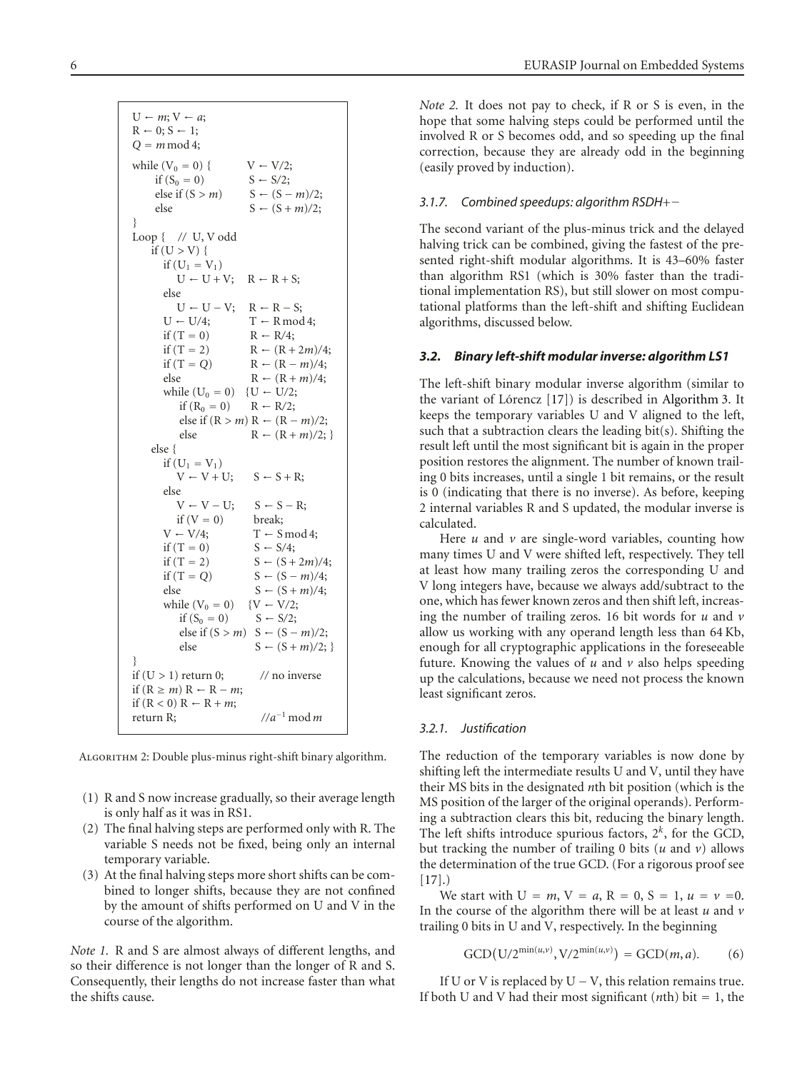```
U ← m; V ← a;
R ← 0; S ← 1;
Q = m mod 4;
while (V_0 = 0) {        V ← V/2;
    if (S_0 = 0)         S ← S/2;
    else if (S > m)      S ← (S − m)/2;
    else                 S ← (S + m)/2;
}
Loop {   // U, V odd
    if (U > V) {
        if (U_1 = V_1)
            U ← U + V;    R ← R + S;
        else
            U ← U − V;    R ← R − S;
        U ← U/4;          T ← R mod 4;
        if (T = 0)        R ← R/4;
        if (T = 2)        R ← (R + 2m)/4;
        if (T = Q)        R ← (R − m)/4;
        else              R ← (R + m)/4;
        while (U_0 = 0)  {U ← U/2;
            if (R_0 = 0)      R ← R/2;
            else if (R > m)   R ← (R − m)/2;
            else              R ← (R + m)/2; }
    else {
        if (U_1 = V_1)
            V ← V + U;    S ← S + R;
        else
            V ← V − U;    S ← S − R;
            if (V = 0)    break;
        V ← V/4;          T ← S mod 4;
        if (T = 0)        S ← S/4;
        if (T = 2)        S ← (S + 2m)/4;
        if (T = Q)        S ← (S − m)/4;
        else              S ← (S + m)/4;
        while (V_0 = 0)  {V ← V/2;
            if (S_0 = 0)      S ← S/2;
            else if (S > m)   S ← (S − m)/2;
            else              S ← (S + m)/2; }
}
if (U > 1) return 0;          // no inverse
if (R ≥ m) R ← R − m;
if (R < 0) R ← R + m;
return R;                     //a^-1 mod m
```

Algorithm 2: Double plus-minus right-shift binary algorithm.

(1) R and S now increase gradually, so their average length is only half as it was in RS1.

(2) The final halving steps are performed only with R. The variable S needs not be fixed, being only an internal temporary variable.

(3) At the final halving steps more short shifts can be combined to longer shifts, because they are not confined by the amount of shifts performed on U and V in the course of the algorithm.

*Note 1.* R and S are almost always of different lengths, and so their difference is not longer than the longer of R and S. Consequently, their lengths do not increase faster than what the shifts cause.

*Note 2.* It does not pay to check, if R or S is even, in the hope that some halving steps could be performed until the involved R or S becomes odd, and so speeding up the final correction, because they are already odd in the beginning (easily proved by induction).

#### *3.1.7. Combined speedups: algorithm RSDH+−*

The second variant of the plus-minus trick and the delayed halving trick can be combined, giving the fastest of the presented right-shift modular algorithms. It is 43–60% faster than algorithm RS1 (which is 30% faster than the traditional implementation RS), but still slower on most computational platforms than the left-shift and shifting Euclidean algorithms, discussed below.

### *3.2. Binary left-shift modular inverse: algorithm LS1*

The left-shift binary modular inverse algorithm (similar to the variant of Lórencz [17]) is described in Algorithm 3. It keeps the temporary variables U and V aligned to the left, such that a subtraction clears the leading bit(s). Shifting the result left until the most significant bit is again in the proper position restores the alignment. The number of known trailing 0 bits increases, until a single 1 bit remains, or the result is 0 (indicating that there is no inverse). As before, keeping 2 internal variables R and S updated, the modular inverse is calculated.

Here $u$ and $v$ are single-word variables, counting how many times U and V were shifted left, respectively. They tell at least how many trailing zeros the corresponding U and V long integers have, because we always add/subtract to the one, which has fewer known zeros and then shift left, increasing the number of trailing zeros. 16 bit words for $u$ and $v$ allow us working with any operand length less than 64 Kb, enough for all cryptographic applications in the foreseeable future. Knowing the values of $u$ and $v$ also helps speeding up the calculations, because we need not process the known least significant zeros.

#### *3.2.1. Justification*

The reduction of the temporary variables is now done by shifting left the intermediate results U and V, until they have their MS bits in the designated $n$th bit position (which is the MS position of the larger of the original operands). Performing a subtraction clears this bit, reducing the binary length. The left shifts introduce spurious factors, $2^k$, for the GCD, but tracking the number of trailing 0 bits ($u$ and $v$) allows the determination of the true GCD. (For a rigorous proof see [17].)

We start with $\mathrm{U} = m$, $\mathrm{V} = a$, $\mathrm{R} = 0$, $\mathrm{S} = 1$, $u = v = 0$. In the course of the algorithm there will be at least $u$ and $v$ trailing 0 bits in U and V, respectively. In the beginning

$$\mathrm{GCD}\left(\mathrm{U}/2^{\min(u,v)}, \mathrm{V}/2^{\min(u,v)}\right) = \mathrm{GCD}(m, a). \tag{6}$$

If U or V is replaced by U − V, this relation remains true. If both U and V had their most significant ($n$th) bit = 1, the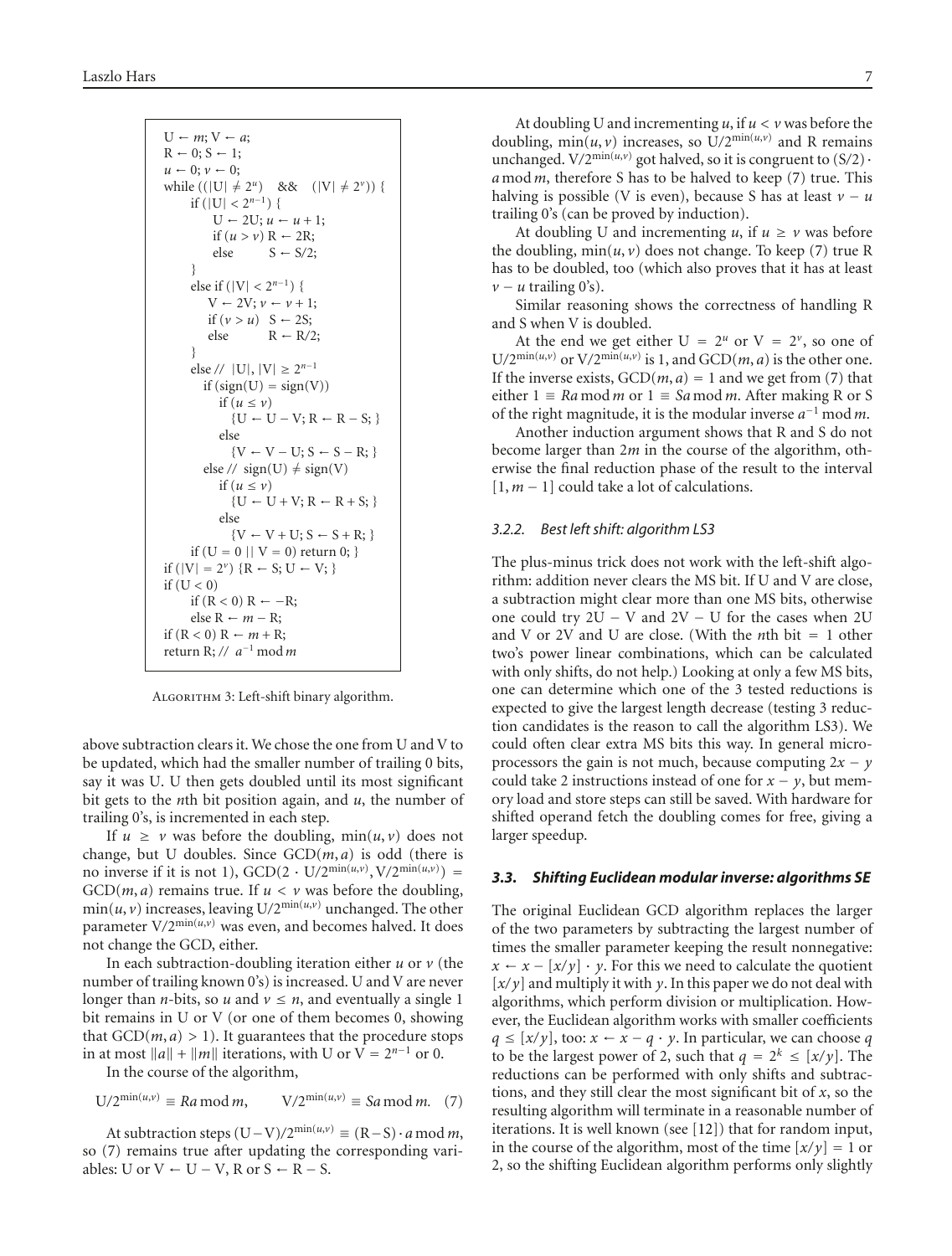```
U ← m; V ← a;
R ← 0; S ← 1;
u ← 0; v ← 0;
while ((|U| ≠ 2^u)  &&  (|V| ≠ 2^v)) {
    if (|U| < 2^(n−1)) {
        U ← 2U; u ← u + 1;
        if (u > v) R ← 2R;
        else       S ← S/2;
    }
    else if (|V| < 2^(n−1)) {
        V ← 2V; v ← v + 1;
        if (v > u)  S ← 2S;
        else        R ← R/2;
    }
    else // |U|, |V| ≥ 2^(n−1)
        if (sign(U) = sign(V))
            if (u ≤ v)
                {U ← U − V; R ← R − S; }
            else
                {V ← V − U; S ← S − R; }
        else // sign(U) ≠ sign(V)
            if (u ≤ v)
                {U ← U + V; R ← R + S; }
            else
                {V ← V + U; S ← S + R; }
    if (U = 0 || V = 0) return 0; }
if (|V| = 2^v) {R ← S; U ← V; }
if (U < 0)
    if (R < 0) R ← −R;
    else R ← m − R;
if (R < 0) R ← m + R;
return R; // a^(−1) mod m
```

Algorithm 3: Left-shift binary algorithm.

above subtraction clears it. We chose the one from U and V to be updated, which had the smaller number of trailing 0 bits, say it was U. U then gets doubled until its most significant bit gets to the $n$th bit position again, and $u$, the number of trailing 0's, is incremented in each step.

If $u \geq v$ was before the doubling, $\min(u, v)$ does not change, but U doubles. Since $\mathrm{GCD}(m, a)$ is odd (there is no inverse if it is not 1), $\mathrm{GCD}(2 \cdot \mathrm{U}/2^{\min(u,v)}, \mathrm{V}/2^{\min(u,v)}) = \mathrm{GCD}(m, a)$ remains true. If $u < v$ was before the doubling, $\min(u, v)$ increases, leaving $\mathrm{U}/2^{\min(u,v)}$ unchanged. The other parameter $\mathrm{V}/2^{\min(u,v)}$ was even, and becomes halved. It does not change the GCD, either.

In each subtraction-doubling iteration either $u$ or $v$ (the number of trailing known 0's) is increased. U and V are never longer than $n$-bits, so $u$ and $v \leq n$, and eventually a single 1 bit remains in U or V (or one of them becomes 0, showing that $\mathrm{GCD}(m, a) > 1$). It guarantees that the procedure stops in at most $\|a\| + \|m\|$ iterations, with U or $\mathrm{V} = 2^{n-1}$ or 0.

In the course of the algorithm,

$$\mathrm{U}/2^{\min(u,v)} \equiv Ra \bmod m, \qquad \mathrm{V}/2^{\min(u,v)} \equiv Sa \bmod m. \quad (7)$$

At subtraction steps $(\mathrm{U}-\mathrm{V})/2^{\min(u,v)} \equiv (\mathrm{R}-\mathrm{S}) \cdot a \bmod m$, so (7) remains true after updating the corresponding variables: U or $\mathrm{V} \leftarrow \mathrm{U} - \mathrm{V}$, R or $\mathrm{S} \leftarrow \mathrm{R} - \mathrm{S}$.

At doubling U and incrementing $u$, if $u < v$ was before the doubling, $\min(u, v)$ increases, so $\mathrm{U}/2^{\min(u,v)}$ and R remains unchanged. $\mathrm{V}/2^{\min(u,v)}$ got halved, so it is congruent to $(\mathrm{S}/2) \cdot a \bmod m$, therefore S has to be halved to keep (7) true. This halving is possible (V is even), because S has at least $v - u$ trailing 0's (can be proved by induction).

At doubling U and incrementing $u$, if $u \geq v$ was before the doubling, $\min(u, v)$ does not change. To keep (7) true R has to be doubled, too (which also proves that it has at least $v - u$ trailing 0's).

Similar reasoning shows the correctness of handling R and S when V is doubled.

At the end we get either $\mathrm{U} = 2^u$ or $\mathrm{V} = 2^v$, so one of $\mathrm{U}/2^{\min(u,v)}$ or $\mathrm{V}/2^{\min(u,v)}$ is 1, and $\mathrm{GCD}(m, a)$ is the other one. If the inverse exists, $\mathrm{GCD}(m, a) = 1$ and we get from (7) that either $1 \equiv Ra \bmod m$ or $1 \equiv Sa \bmod m$. After making R or S of the right magnitude, it is the modular inverse $a^{-1} \bmod m$.

Another induction argument shows that R and S do not become larger than $2m$ in the course of the algorithm, otherwise the final reduction phase of the result to the interval $[1, m-1]$ could take a lot of calculations.

#### 3.2.2. *Best left shift: algorithm LS3*

The plus-minus trick does not work with the left-shift algorithm: addition never clears the MS bit. If U and V are close, a subtraction might clear more than one MS bits, otherwise one could try $2\mathrm{U} - \mathrm{V}$ and $2\mathrm{V} - \mathrm{U}$ for the cases when 2U and V or 2V and U are close. (With the $n$th bit $= 1$ other two's power linear combinations, which can be calculated with only shifts, do not help.) Looking at only a few MS bits, one can determine which one of the 3 tested reductions is expected to give the largest length decrease (testing 3 reduction candidates is the reason to call the algorithm LS3). We could often clear extra MS bits this way. In general microprocessors the gain is not much, because computing $2x - y$ could take 2 instructions instead of one for $x - y$, but memory load and store steps can still be saved. With hardware for shifted operand fetch the doubling comes for free, giving a larger speedup.

### 3.3. *Shifting Euclidean modular inverse: algorithms SE*

The original Euclidean GCD algorithm replaces the larger of the two parameters by subtracting the largest number of times the smaller parameter keeping the result nonnegative: $x \leftarrow x - [x/y] \cdot y$. For this we need to calculate the quotient $[x/y]$ and multiply it with $y$. In this paper we do not deal with algorithms, which perform division or multiplication. However, the Euclidean algorithm works with smaller coefficients $q \leq [x/y]$, too: $x \leftarrow x - q \cdot y$. In particular, we can choose $q$ to be the largest power of 2, such that $q = 2^k \leq [x/y]$. The reductions can be performed with only shifts and subtractions, and they still clear the most significant bit of $x$, so the resulting algorithm will terminate in a reasonable number of iterations. It is well known (see [12]) that for random input, in the course of the algorithm, most of the time $[x/y] = 1$ or 2, so the shifting Euclidean algorithm performs only slightly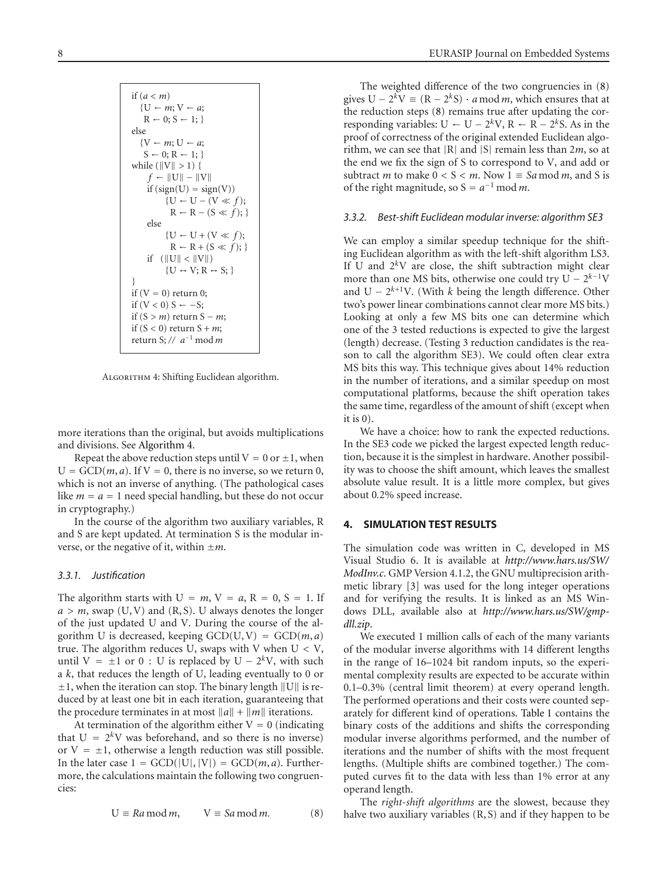```
if (a < m)
   {U ← m; V ← a;
    R ← 0; S ← 1; }
else
   {V ← m; U ← a;
    S ← 0; R ← 1; }
while (‖V‖ > 1) {
    f ← ‖U‖ − ‖V‖
    if (sign(U) = sign(V))
          {U ← U − (V ≪ f);
           R ← R − (S ≪ f); }
    else
          {U ← U + (V ≪ f);
           R ← R + (S ≪ f); }
    if  (‖U‖ < ‖V‖)
          {U ↔ V; R ↔ S; }
}
if (V = 0) return 0;
if (V < 0) S ← −S;
if (S > m) return S − m;
if (S < 0) return S + m;
return S; //  a^−1 mod m
```

Algorithm 4: Shifting Euclidean algorithm.

more iterations than the original, but avoids multiplications and divisions. See Algorithm 4.

Repeat the above reduction steps until $V = 0$ or $\pm 1$, when $U = \text{GCD}(m, a)$. If $V = 0$, there is no inverse, so we return 0, which is not an inverse of anything. (The pathological cases like $m = a = 1$ need special handling, but these do not occur in cryptography.)

In the course of the algorithm two auxiliary variables, R and S are kept updated. At termination S is the modular inverse, or the negative of it, within $\pm m$.

#### 3.3.1. Justification

The algorithm starts with $U = m$, $V = a$, $R = 0$, $S = 1$. If $a > m$, swap (U, V) and (R, S). U always denotes the longer of the just updated U and V. During the course of the algorithm U is decreased, keeping $\text{GCD}(U, V) = \text{GCD}(m, a)$ true. The algorithm reduces U, swaps with V when $U < V$, until $V = \pm 1$ or $0$ : U is replaced by $U - 2^k V$, with such a $k$, that reduces the length of U, leading eventually to 0 or $\pm 1$, when the iteration can stop. The binary length $\|U\|$ is reduced by at least one bit in each iteration, guaranteeing that the procedure terminates in at most $\|a\| + \|m\|$ iterations.

At termination of the algorithm either $V = 0$ (indicating that $U = 2^k V$ was beforehand, and so there is no inverse) or $V = \pm 1$, otherwise a length reduction was still possible. In the later case $1 = \text{GCD}(|U|, |V|) = \text{GCD}(m, a)$. Furthermore, the calculations maintain the following two congruencies:

$$U \equiv Ra \bmod m, \qquad V \equiv Sa \bmod m. \tag{8}$$

The weighted difference of the two congruencies in (8) gives $U - 2^k V \equiv (R - 2^k S) \cdot a \bmod m$, which ensures that at the reduction steps (8) remains true after updating the corresponding variables: $U \leftarrow U - 2^k V$, $R \leftarrow R - 2^k S$. As in the proof of correctness of the original extended Euclidean algorithm, we can see that $|R|$ and $|S|$ remain less than $2m$, so at the end we fix the sign of S to correspond to V, and add or subtract $m$ to make $0 < S < m$. Now $1 \equiv Sa \bmod m$, and S is of the right magnitude, so $S = a^{-1} \bmod m$.

#### 3.3.2. Best-shift Euclidean modular inverse: algorithm SE3

We can employ a similar speedup technique for the shifting Euclidean algorithm as with the left-shift algorithm LS3. If U and $2^k V$ are close, the shift subtraction might clear more than one MS bits, otherwise one could try $U - 2^{k-1} V$ and $U - 2^{k+1} V$. (With $k$ being the length difference. Other two's power linear combinations cannot clear more MS bits.) Looking at only a few MS bits one can determine which one of the 3 tested reductions is expected to give the largest (length) decrease. (Testing 3 reduction candidates is the reason to call the algorithm SE3). We could often clear extra MS bits this way. This technique gives about 14% reduction in the number of iterations, and a similar speedup on most computational platforms, because the shift operation takes the same time, regardless of the amount of shift (except when it is 0).

We have a choice: how to rank the expected reductions. In the SE3 code we picked the largest expected length reduction, because it is the simplest in hardware. Another possibility was to choose the shift amount, which leaves the smallest absolute value result. It is a little more complex, but gives about 0.2% speed increase.

## 4. SIMULATION TEST RESULTS

The simulation code was written in C, developed in MS Visual Studio 6. It is available at *http://www.hars.us/SW/ModInv.c*. GMP Version 4.1.2, the GNU multiprecision arithmetic library [3] was used for the long integer operations and for verifying the results. It is linked as an MS Windows DLL, available also at *http://www.hars.us/SW/gmp-dll.zip*.

We executed 1 million calls of each of the many variants of the modular inverse algorithms with 14 different lengths in the range of 16–1024 bit random inputs, so the experimental complexity results are expected to be accurate within 0.1–0.3% (central limit theorem) at every operand length. The performed operations and their costs were counted separately for different kind of operations. Table 1 contains the binary costs of the additions and shifts the corresponding modular inverse algorithms performed, and the number of iterations and the number of shifts with the most frequent lengths. (Multiple shifts are combined together.) The computed curves fit to the data with less than 1% error at any operand length.

The *right-shift algorithms* are the slowest, because they halve two auxiliary variables (R, S) and if they happen to be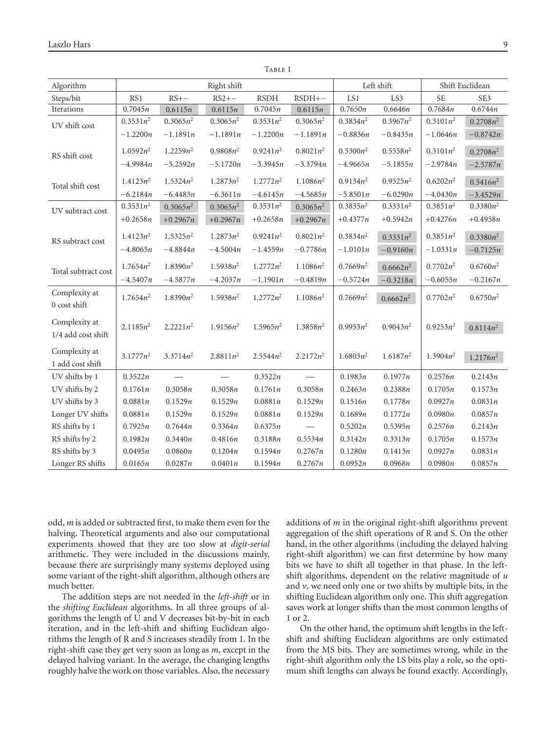Table 1

| Algorithm | Right shift | | | | | Left shift | | Shift Euclidean | |
|---|---|---|---|---|---|---|---|---|---|
| Steps/bit | RS1 | RS+− | RS2+− | RSDH | RSDH+− | LS1 | LS3 | SE | SE3 |
| Iterations | $0.7045n$ | $0.6115n$ | $0.6115n$ | $0.7045n$ | $0.6115n$ | $0.7650n$ | $0.6646n$ | $0.7684n$ | $0.6744n$ |
| UV shift cost | $0.3531n^2$ $-1.2200n$ | $0.3065n^2$ $-1.1891n$ | $0.3065n^2$ $-1.1891n$ | $0.3531n^2$ $-1.2200n$ | $0.3065n^2$ $-1.1891n$ | $0.3834n^2$ $-0.8836n$ | $0.3967n^2$ $-0.8435n$ | $0.3101n^2$ $-1.0646n$ | $0.2708n^2$ $-0.8742n$ |
| RS shift cost | $1.0592n^2$ $-4.9984n$ | $1.2259n^2$ $-5.2592n$ | $0.9808n^2$ $-5.1720n$ | $0.9241n^2$ $-3.3945n$ | $0.8021n^2$ $-3.3794n$ | $0.5300n^2$ $-4.9665n$ | $0.5558n^2$ $-5.1855n$ | $0.3101n^2$ $-2.9784n$ | $0.2708n^2$ $-2.5787n$ |
| Total shift cost | $1.4123n^2$ $-6.2184n$ | $1.5324n^2$ $-6.4483n$ | $1.2873n^2$ $-6.3611n$ | $1.2772n^2$ $-4.6145n$ | $1.1086n^2$ $-4.5685n$ | $0.9134n^2$ $-5.8501n$ | $0.9525n^2$ $-6.0290n$ | $0.6202n^2$ $-4.0430n$ | $0.5416n^2$ $-3.4529n$ |
| UV subtract cost | $0.3531n^2$ $+0.2658n$ | $0.3065n^2$ $+0.2967n$ | $0.3065n^2$ $+0.2967n$ | $0.3531n^2$ $+0.2658n$ | $0.3065n^2$ $+0.2967n$ | $0.3835n^2$ $+0.4377n$ | $0.3331n^2$ $+0.5942n$ | $0.3851n^2$ $+0.4276n$ | $0.3380n^2$ $+0.4958n$ |
| RS subtract cost | $1.4123n^2$ $-4.8065n$ | $1.5325n^2$ $-4.8844n$ | $1.2873n^2$ $-4.5004n$ | $0.9241n^2$ $-1.4559n$ | $0.8021n^2$ $-0.7786n$ | $0.3834n^2$ $-1.0101n$ | $0.3331n^2$ $-0.9160n$ | $0.3851n^2$ $-1.0331n$ | $0.3380n^2$ $-0.7125n$ |
| Total subtract cost | $1.7654n^2$ $-4.5407n$ | $1.8390n^2$ $-4.5877n$ | $1.5938n^2$ $-4.2037n$ | $1.2772n^2$ $-1.1901n$ | $1.1086n^2$ $-0.4819n$ | $0.7669n^2$ $-0.5724n$ | $0.6662n^2$ $-0.3218n$ | $0.7702n^2$ $-0.6055n$ | $0.6760n^2$ $-0.2167n$ |
| Complexity at 0 cost shift | $1.7654n^2$ | $1.8390n^2$ | $1.5938n^2$ | $1.2772n^2$ | $1.1086n^2$ | $0.7669n^2$ | $0.6662n^2$ | $0.7702n^2$ | $0.6750n^2$ |
| Complexity at 1/4 add cost shift | $2.1185n^2$ | $2.2221n^2$ | $1.9156n^2$ | $1.5965n^2$ | $1.3858n^2$ | $0.9953n^2$ | $0.9043n^2$ | $0.9253n^2$ | $0.8114n^2$ |
| Complexity at 1 add cost shift | $3.1777n^2$ | $3.3714n^2$ | $2.8811n^2$ | $2.5544n^2$ | $2.2172n^2$ | $1.6803n^2$ | $1.6187n^2$ | $1.3904n^2$ | $1.2176n^2$ |
| UV shifts by 1 | $0.3522n$ | — | — | $0.3522n$ | — | $0.1983n$ | $0.1977n$ | $0.2576n$ | $0.2143n$ |
| UV shifts by 2 | $0.1761n$ | $0.3058n$ | $0.3058n$ | $0.1761n$ | $0.3058n$ | $0.2463n$ | $0.2388n$ | $0.1705n$ | $0.1573n$ |
| UV shifts by 3 | $0.0881n$ | $0.1529n$ | $0.1529n$ | $0.0881n$ | $0.1529n$ | $0.1516n$ | $0.1778n$ | $0.0927n$ | $0.0831n$ |
| Longer UV shifts | $0.0881n$ | $0.1529n$ | $0.1529n$ | $0.0881n$ | $0.1529n$ | $0.1689n$ | $0.1772n$ | $0.0980n$ | $0.0857n$ |
| RS shifts by 1 | $0.7925n$ | $0.7644n$ | $0.3364n$ | $0.6375n$ | — | $0.5202n$ | $0.5395n$ | $0.2576n$ | $0.2143n$ |
| RS shifts by 2 | $0.1982n$ | $0.3440n$ | $0.4816n$ | $0.3188n$ | $0.5534n$ | $0.3142n$ | $0.3313n$ | $0.1705n$ | $0.1573n$ |
| RS shifts by 3 | $0.0495n$ | $0.0860n$ | $0.1204n$ | $0.1594n$ | $0.2767n$ | $0.1280n$ | $0.1413n$ | $0.0927n$ | $0.0831n$ |
| Longer RS shifts | $0.0165n$ | $0.0287n$ | $0.0401n$ | $0.1594n$ | $0.2767n$ | $0.0952n$ | $0.0968n$ | $0.0980n$ | $0.0857n$ |

odd, $m$ is added or subtracted first, to make them even for the halving. Theoretical arguments and also our computational experiments showed that they are too slow at *digit-serial* arithmetic. They were included in the discussions mainly, because there are surprisingly many systems deployed using some variant of the right-shift algorithm, although others are much better.

The addition steps are not needed in the *left-shift* or in the *shifting Euclidean* algorithms. In all three groups of algorithms the length of U and V decreases bit-by-bit in each iteration, and in the left-shift and shifting Euclidean algorithms the length of R and S increases steadily from 1. In the right-shift case they get very soon as long as $m$, except in the delayed halving variant. In the average, the changing lengths roughly halve the work on those variables. Also, the necessary additions of $m$ in the original right-shift algorithms prevent aggregation of the shift operations of R and S. On the other hand, in the other algorithms (including the delayed halving right-shift algorithm) we can first determine by how many bits we have to shift all together in that phase. In the left-shift algorithms, dependent on the relative magnitude of $u$ and $v$, we need only one or two shifts by multiple bits, in the shifting Euclidean algorithm only one. This shift aggregation saves work at longer shifts than the most common lengths of 1 or 2.

On the other hand, the optimum shift lengths in the left-shift and shifting Euclidean algorithms are only estimated from the MS bits. They are sometimes wrong, while in the right-shift algorithm only the LS bits play a role, so the optimum shift lengths can always be found exactly. Accordingly,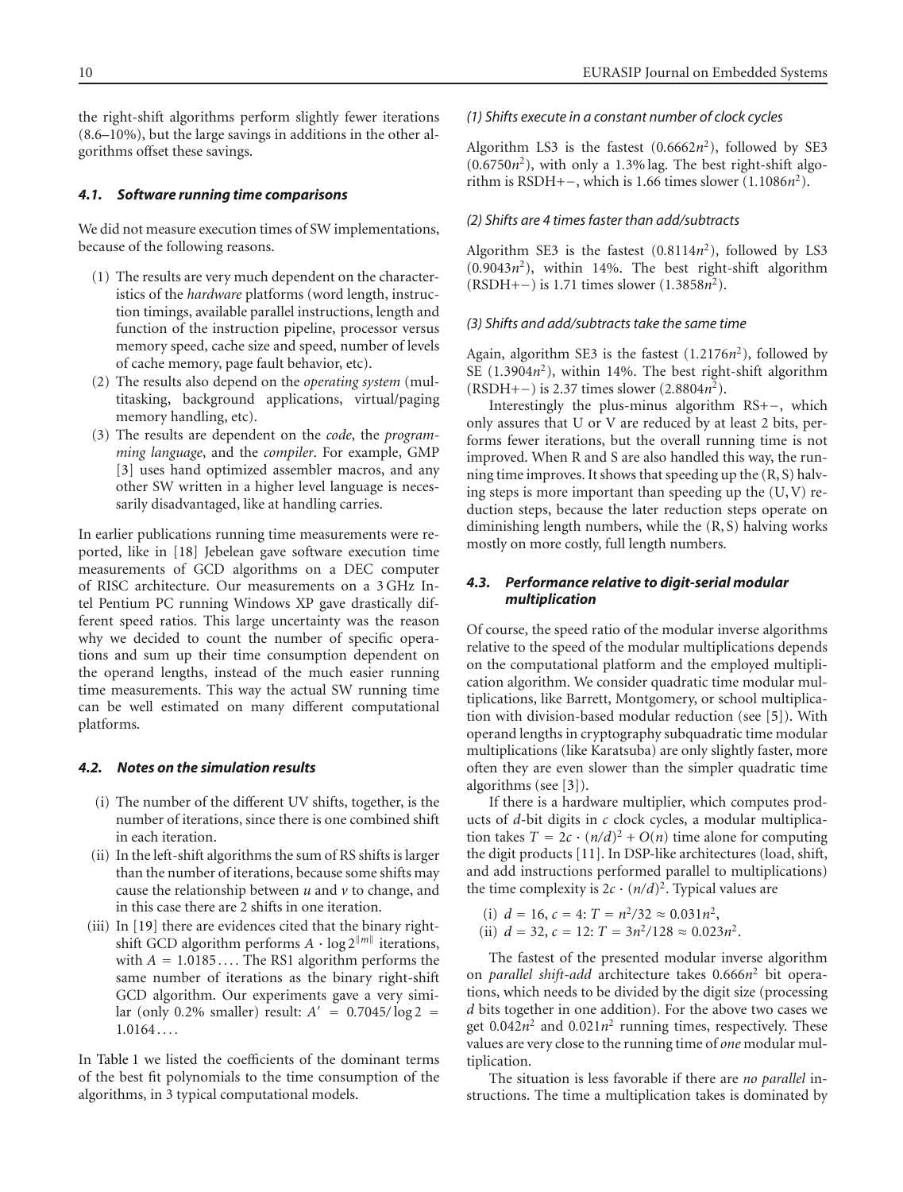the right-shift algorithms perform slightly fewer iterations (8.6–10%), but the large savings in additions in the other algorithms offset these savings.

### 4.1. Software running time comparisons

We did not measure execution times of SW implementations, because of the following reasons.

1. The results are very much dependent on the characteristics of the *hardware* platforms (word length, instruction timings, available parallel instructions, length and function of the instruction pipeline, processor versus memory speed, cache size and speed, number of levels of cache memory, page fault behavior, etc).
2. The results also depend on the *operating system* (multitasking, background applications, virtual/paging memory handling, etc).
3. The results are dependent on the *code*, the *programming language*, and the *compiler*. For example, GMP [3] uses hand optimized assembler macros, and any other SW written in a higher level language is necessarily disadvantaged, like at handling carries.

In earlier publications running time measurements were reported, like in [18] Jebelean gave software execution time measurements of GCD algorithms on a DEC computer of RISC architecture. Our measurements on a 3 GHz Intel Pentium PC running Windows XP gave drastically different speed ratios. This large uncertainty was the reason why we decided to count the number of specific operations and sum up their time consumption dependent on the operand lengths, instead of the much easier running time measurements. This way the actual SW running time can be well estimated on many different computational platforms.

### 4.2. Notes on the simulation results

(i) The number of the different UV shifts, together, is the number of iterations, since there is one combined shift in each iteration.

(ii) In the left-shift algorithms the sum of RS shifts is larger than the number of iterations, because some shifts may cause the relationship between $u$ and $v$ to change, and in this case there are 2 shifts in one iteration.

(iii) In [19] there are evidences cited that the binary right-shift GCD algorithm performs $A \cdot \log 2^{\|m\|}$ iterations, with $A = 1.0185\ldots$. The RS1 algorithm performs the same number of iterations as the binary right-shift GCD algorithm. Our experiments gave a very similar (only 0.2% smaller) result: $A' = 0.7045/\log 2 = 1.0164\ldots$.

In Table 1 we listed the coefficients of the dominant terms of the best fit polynomials to the time consumption of the algorithms, in 3 typical computational models.

#### (1) Shifts execute in a constant number of clock cycles

Algorithm LS3 is the fastest ($0.6662n^2$), followed by SE3 ($0.6750n^2$), with only a 1.3% lag. The best right-shift algorithm is RSDH+−, which is 1.66 times slower ($1.1086n^2$).

#### (2) Shifts are 4 times faster than add/subtracts

Algorithm SE3 is the fastest ($0.8114n^2$), followed by LS3 ($0.9043n^2$), within 14%. The best right-shift algorithm (RSDH+−) is 1.71 times slower ($1.3858n^2$).

#### (3) Shifts and add/subtracts take the same time

Again, algorithm SE3 is the fastest ($1.2176n^2$), followed by SE ($1.3904n^2$), within 14%. The best right-shift algorithm (RSDH+−) is 2.37 times slower ($2.8804n^2$).

Interestingly the plus-minus algorithm RS+−, which only assures that U or V are reduced by at least 2 bits, performs fewer iterations, but the overall running time is not improved. When R and S are also handled this way, the running time improves. It shows that speeding up the $(R, S)$ halving steps is more important than speeding up the $(U, V)$ reduction steps, because the later reduction steps operate on diminishing length numbers, while the $(R, S)$ halving works mostly on more costly, full length numbers.

### 4.3. Performance relative to digit-serial modular multiplication

Of course, the speed ratio of the modular inverse algorithms relative to the speed of the modular multiplications depends on the computational platform and the employed multiplication algorithm. We consider quadratic time modular multiplications, like Barrett, Montgomery, or school multiplication with division-based modular reduction (see [5]). With operand lengths in cryptography subquadratic time modular multiplications (like Karatsuba) are only slightly faster, more often they are even slower than the simpler quadratic time algorithms (see [3]).

If there is a hardware multiplier, which computes products of $d$-bit digits in $c$ clock cycles, a modular multiplication takes $T = 2c \cdot (n/d)^2 + O(n)$ time alone for computing the digit products [11]. In DSP-like architectures (load, shift, and add instructions performed parallel to multiplications) the time complexity is $2c \cdot (n/d)^2$. Typical values are

(i) $d = 16$, $c = 4$: $T = n^2/32 \approx 0.031n^2$,
(ii) $d = 32$, $c = 12$: $T = 3n^2/128 \approx 0.023n^2$.

The fastest of the presented modular inverse algorithm on *parallel shift-add* architecture takes $0.666n^2$ bit operations, which needs to be divided by the digit size (processing $d$ bits together in one addition). For the above two cases we get $0.042n^2$ and $0.021n^2$ running times, respectively. These values are very close to the running time of *one* modular multiplication.

The situation is less favorable if there are *no parallel* instructions. The time a multiplication takes is dominated by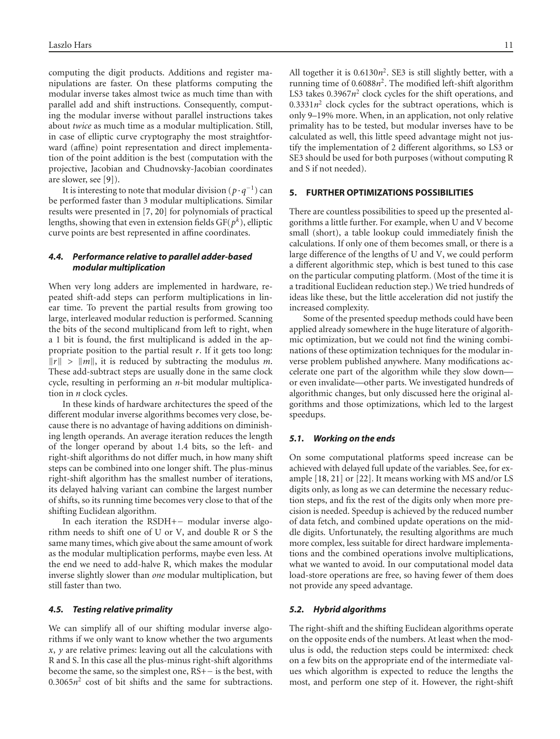computing the digit products. Additions and register manipulations are faster. On these platforms computing the modular inverse takes almost twice as much time than with parallel add and shift instructions. Consequently, computing the modular inverse without parallel instructions takes about *twice* as much time as a modular multiplication. Still, in case of elliptic curve cryptography the most straightforward (affine) point representation and direct implementation of the point addition is the best (computation with the projective, Jacobian and Chudnovsky-Jacobian coordinates are slower, see [9]).

It is interesting to note that modular division ($p \cdot q^{-1}$) can be performed faster than 3 modular multiplications. Similar results were presented in [7, 20] for polynomials of practical lengths, showing that even in extension fields GF($p^k$), elliptic curve points are best represented in affine coordinates.

### 4.4. Performance relative to parallel adder-based modular multiplication

When very long adders are implemented in hardware, repeated shift-add steps can perform multiplications in linear time. To prevent the partial results from growing too large, interleaved modular reduction is performed. Scanning the bits of the second multiplicand from left to right, when a 1 bit is found, the first multiplicand is added in the appropriate position to the partial result $r$. If it gets too long: $\|r\| > \|m\|$, it is reduced by subtracting the modulus $m$. These add-subtract steps are usually done in the same clock cycle, resulting in performing an $n$-bit modular multiplication in $n$ clock cycles.

In these kinds of hardware architectures the speed of the different modular inverse algorithms becomes very close, because there is no advantage of having additions on diminishing length operands. An average iteration reduces the length of the longer operand by about 1.4 bits, so the left- and right-shift algorithms do not differ much, in how many shift steps can be combined into one longer shift. The plus-minus right-shift algorithm has the smallest number of iterations, its delayed halving variant can combine the largest number of shifts, so its running time becomes very close to that of the shifting Euclidean algorithm.

In each iteration the RSDH+− modular inverse algorithm needs to shift one of U or V, and double R or S the same many times, which give about the same amount of work as the modular multiplication performs, maybe even less. At the end we need to add-halve R, which makes the modular inverse slightly slower than *one* modular multiplication, but still faster than two.

### 4.5. Testing relative primality

We can simplify all of our shifting modular inverse algorithms if we only want to know whether the two arguments $x$, $y$ are relative primes: leaving out all the calculations with R and S. In this case all the plus-minus right-shift algorithms become the same, so the simplest one, RS+− is the best, with $0.3065n^2$ cost of bit shifts and the same for subtractions. All together it is $0.6130n^2$. SE3 is still slightly better, with a running time of $0.6088n^2$. The modified left-shift algorithm LS3 takes $0.3967n^2$ clock cycles for the shift operations, and $0.3331n^2$ clock cycles for the subtract operations, which is only 9–19% more. When, in an application, not only relative primality has to be tested, but modular inverses have to be calculated as well, this little speed advantage might not justify the implementation of 2 different algorithms, so LS3 or SE3 should be used for both purposes (without computing R and S if not needed).

## 5. FURTHER OPTIMIZATIONS POSSIBILITIES

There are countless possibilities to speed up the presented algorithms a little further. For example, when U and V become small (short), a table lookup could immediately finish the calculations. If only one of them becomes small, or there is a large difference of the lengths of U and V, we could perform a different algorithmic step, which is best tuned to this case on the particular computing platform. (Most of the time it is a traditional Euclidean reduction step.) We tried hundreds of ideas like these, but the little acceleration did not justify the increased complexity.

Some of the presented speedup methods could have been applied already somewhere in the huge literature of algorithmic optimization, but we could not find the wining combinations of these optimization techniques for the modular inverse problem published anywhere. Many modifications accelerate one part of the algorithm while they slow down—or even invalidate—other parts. We investigated hundreds of algorithmic changes, but only discussed here the original algorithms and those optimizations, which led to the largest speedups.

### 5.1. Working on the ends

On some computational platforms speed increase can be achieved with delayed full update of the variables. See, for example [18, 21] or [22]. It means working with MS and/or LS digits only, as long as we can determine the necessary reduction steps, and fix the rest of the digits only when more precision is needed. Speedup is achieved by the reduced number of data fetch, and combined update operations on the middle digits. Unfortunately, the resulting algorithms are much more complex, less suitable for direct hardware implementations and the combined operations involve multiplications, what we wanted to avoid. In our computational model data load-store operations are free, so having fewer of them does not provide any speed advantage.

### 5.2. Hybrid algorithms

The right-shift and the shifting Euclidean algorithms operate on the opposite ends of the numbers. At least when the modulus is odd, the reduction steps could be intermixed: check on a few bits on the appropriate end of the intermediate values which algorithm is expected to reduce the lengths the most, and perform one step of it. However, the right-shift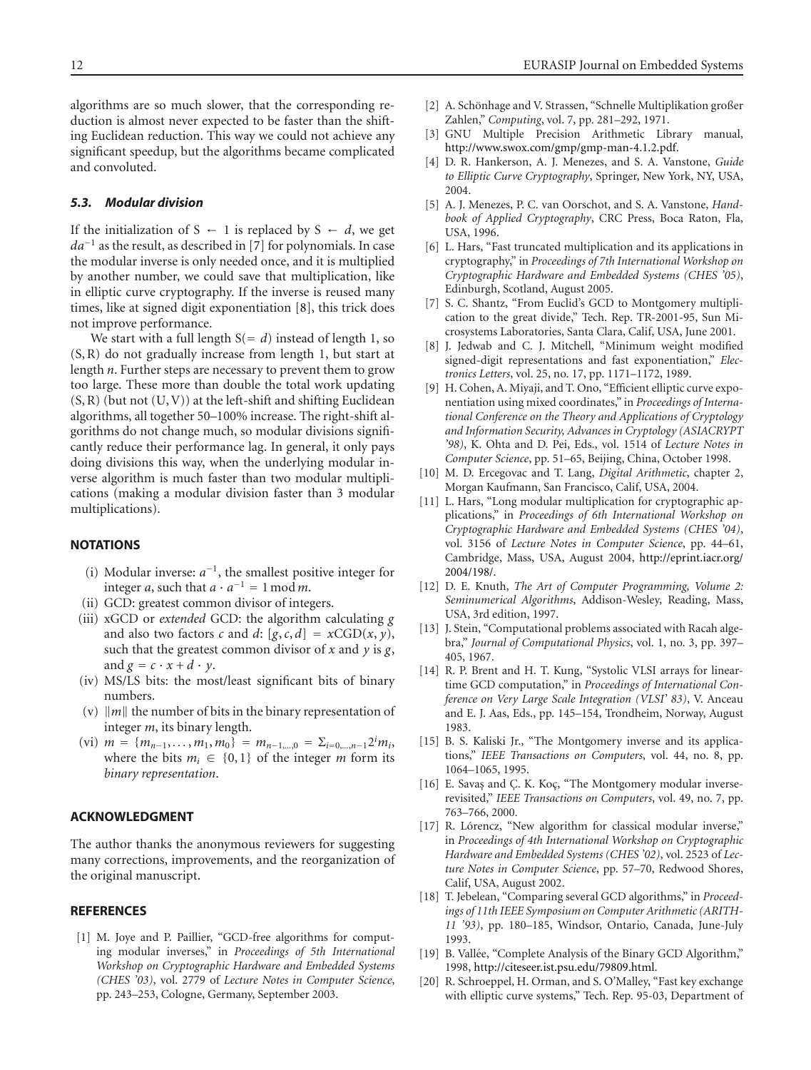algorithms are so much slower, that the corresponding reduction is almost never expected to be faster than the shifting Euclidean reduction. This way we could not achieve any significant speedup, but the algorithms became complicated and convoluted.

### *5.3. Modular division*

If the initialization of $S \leftarrow 1$ is replaced by $S \leftarrow d$, we get $da^{-1}$ as the result, as described in [7] for polynomials. In case the modular inverse is only needed once, and it is multiplied by another number, we could save that multiplication, like in elliptic curve cryptography. If the inverse is reused many times, like at signed digit exponentiation [8], this trick does not improve performance.

We start with a full length $S(= d)$ instead of length 1, so $(S, R)$ do not gradually increase from length 1, but start at length $n$. Further steps are necessary to prevent them to grow too large. These more than double the total work updating $(S, R)$ (but not $(U, V)$) at the left-shift and shifting Euclidean algorithms, all together 50–100% increase. The right-shift algorithms do not change much, so modular divisions significantly reduce their performance lag. In general, it only pays doing divisions this way, when the underlying modular inverse algorithm is much faster than two modular multiplications (making a modular division faster than 3 modular multiplications).

## NOTATIONS

- (i) Modular inverse: $a^{-1}$, the smallest positive integer for integer $a$, such that $a \cdot a^{-1} = 1 \bmod m$.
- (ii) GCD: greatest common divisor of integers.
- (iii) xGCD or *extended* GCD: the algorithm calculating $g$ and also two factors $c$ and $d$: $[g, c, d] = x\text{CGD}(x, y)$, such that the greatest common divisor of $x$ and $y$ is $g$, and $g = c \cdot x + d \cdot y$.
- (iv) MS/LS bits: the most/least significant bits of binary numbers.
- (v) $\|m\|$ the number of bits in the binary representation of integer $m$, its binary length.
- (vi) $m = \{m_{n-1}, \ldots, m_1, m_0\} = m_{n-1,\ldots,0} = \Sigma_{i=0,\ldots,n-1} 2^i m_i$, where the bits $m_i \in \{0, 1\}$ of the integer $m$ form its *binary representation*.

## ACKNOWLEDGMENT

The author thanks the anonymous reviewers for suggesting many corrections, improvements, and the reorganization of the original manuscript.

## REFERENCES

[1] M. Joye and P. Paillier, "GCD-free algorithms for computing modular inverses," in *Proceedings of 5th International Workshop on Cryptographic Hardware and Embedded Systems (CHES '03)*, vol. 2779 of *Lecture Notes in Computer Science*, pp. 243–253, Cologne, Germany, September 2003.

[2] A. Schönhage and V. Strassen, "Schnelle Multiplikation großer Zahlen," *Computing*, vol. 7, pp. 281–292, 1971.

[3] GNU Multiple Precision Arithmetic Library manual, http://www.swox.com/gmp/gmp-man-4.1.2.pdf.

[4] D. R. Hankerson, A. J. Menezes, and S. A. Vanstone, *Guide to Elliptic Curve Cryptography*, Springer, New York, NY, USA, 2004.

[5] A. J. Menezes, P. C. van Oorschot, and S. A. Vanstone, *Handbook of Applied Cryptography*, CRC Press, Boca Raton, Fla, USA, 1996.

[6] L. Hars, "Fast truncated multiplication and its applications in cryptography," in *Proceedings of 7th International Workshop on Cryptographic Hardware and Embedded Systems (CHES '05)*, Edinburgh, Scotland, August 2005.

[7] S. C. Shantz, "From Euclid's GCD to Montgomery multiplication to the great divide," Tech. Rep. TR-2001-95, Sun Microsystems Laboratories, Santa Clara, Calif, USA, June 2001.

[8] J. Jedwab and C. J. Mitchell, "Minimum weight modified signed-digit representations and fast exponentiation," *Electronics Letters*, vol. 25, no. 17, pp. 1171–1172, 1989.

[9] H. Cohen, A. Miyaji, and T. Ono, "Efficient elliptic curve exponentiation using mixed coordinates," in *Proceedings of International Conference on the Theory and Applications of Cryptology and Information Security, Advances in Cryptology (ASIACRYPT '98)*, K. Ohta and D. Pei, Eds., vol. 1514 of *Lecture Notes in Computer Science*, pp. 51–65, Beijing, China, October 1998.

[10] M. D. Ercegovac and T. Lang, *Digital Arithmetic*, chapter 2, Morgan Kaufmann, San Francisco, Calif, USA, 2004.

[11] L. Hars, "Long modular multiplication for cryptographic applications," in *Proceedings of 6th International Workshop on Cryptographic Hardware and Embedded Systems (CHES '04)*, vol. 3156 of *Lecture Notes in Computer Science*, pp. 44–61, Cambridge, Mass, USA, August 2004, http://eprint.iacr.org/2004/198/.

[12] D. E. Knuth, *The Art of Computer Programming, Volume 2: Seminumerical Algorithms*, Addison-Wesley, Reading, Mass, USA, 3rd edition, 1997.

[13] J. Stein, "Computational problems associated with Racah algebra," *Journal of Computational Physics*, vol. 1, no. 3, pp. 397–405, 1967.

[14] R. P. Brent and H. T. Kung, "Systolic VLSI arrays for linear-time GCD computation," in *Proceedings of International Conference on Very Large Scale Integration (VLSI' 83)*, V. Anceau and E. J. Aas, Eds., pp. 145–154, Trondheim, Norway, August 1983.

[15] B. S. Kaliski Jr., "The Montgomery inverse and its applications," *IEEE Transactions on Computers*, vol. 44, no. 8, pp. 1064–1065, 1995.

[16] E. Savaş and Ç. K. Koç, "The Montgomery modular inverse-revisited," *IEEE Transactions on Computers*, vol. 49, no. 7, pp. 763–766, 2000.

[17] R. Lórencz, "New algorithm for classical modular inverse," in *Proceedings of 4th International Workshop on Cryptographic Hardware and Embedded Systems (CHES '02)*, vol. 2523 of *Lecture Notes in Computer Science*, pp. 57–70, Redwood Shores, Calif, USA, August 2002.

[18] T. Jebelean, "Comparing several GCD algorithms," in *Proceedings of 11th IEEE Symposium on Computer Arithmetic (ARITH-11 '93)*, pp. 180–185, Windsor, Ontario, Canada, June-July 1993.

[19] B. Vallée, "Complete Analysis of the Binary GCD Algorithm," 1998, http://citeseer.ist.psu.edu/79809.html.

[20] R. Schroeppel, H. Orman, and S. O'Malley, "Fast key exchange with elliptic curve systems," Tech. Rep. 95-03, Department of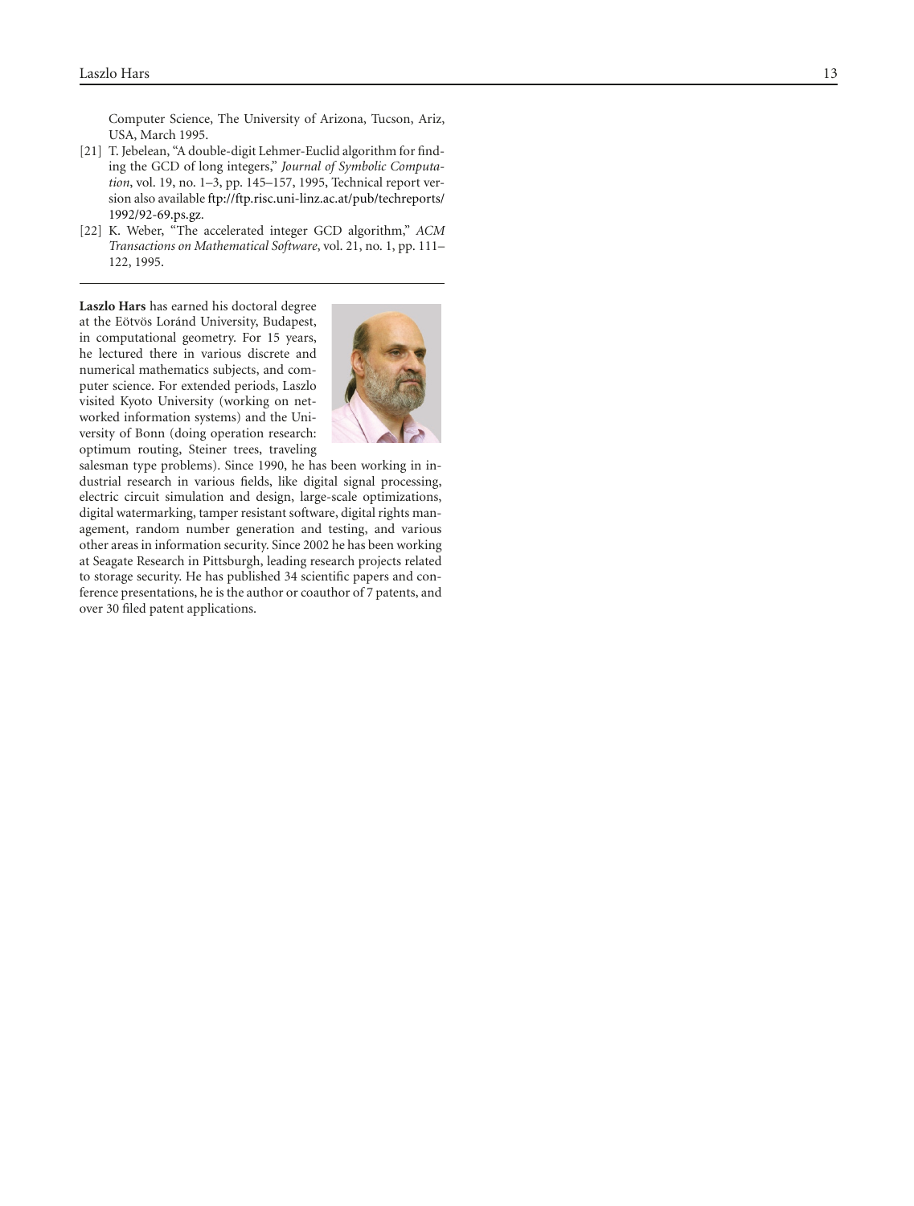Computer Science, The University of Arizona, Tucson, Ariz, USA, March 1995.

[21] T. Jebelean, "A double-digit Lehmer-Euclid algorithm for finding the GCD of long integers," *Journal of Symbolic Computation*, vol. 19, no. 1–3, pp. 145–157, 1995, Technical report version also available ftp://ftp.risc.uni-linz.ac.at/pub/techreports/1992/92-69.ps.gz.

[22] K. Weber, "The accelerated integer GCD algorithm," *ACM Transactions on Mathematical Software*, vol. 21, no. 1, pp. 111–122, 1995.

---

**Laszlo Hars** has earned his doctoral degree at the Eötvös Loránd University, Budapest, in computational geometry. For 15 years, he lectured there in various discrete and numerical mathematics subjects, and computer science. For extended periods, Laszlo visited Kyoto University (working on networked information systems) and the University of Bonn (doing operation research: optimum routing, Steiner trees, traveling salesman type problems). Since 1990, he has been working in industrial research in various fields, like digital signal processing, electric circuit simulation and design, large-scale optimizations, digital watermarking, tamper resistant software, digital rights management, random number generation and testing, and various other areas in information security. Since 2002 he has been working at Seagate Research in Pittsburgh, leading research projects related to storage security. He has published 34 scientific papers and conference presentations, he is the author or coauthor of 7 patents, and over 30 filed patent applications.